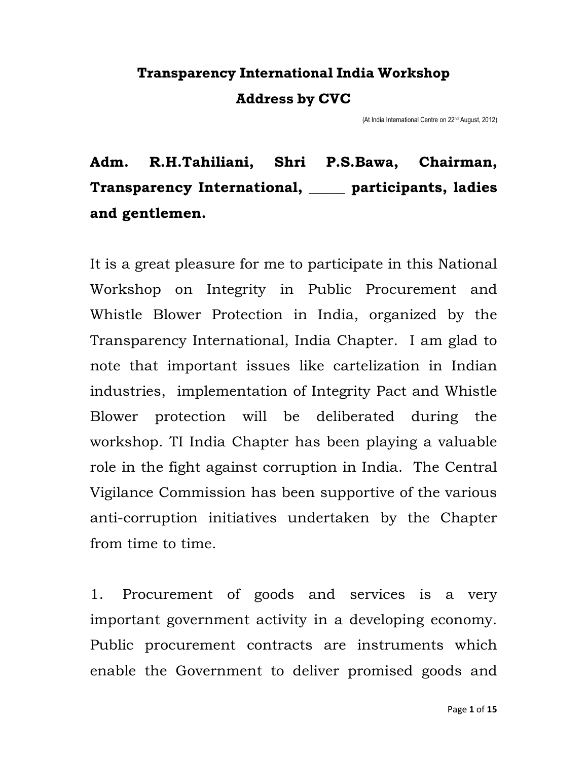# Transparency International India Workshop

## Address by CVC

(At India International Centre on 22nd August, 2012)

**Adm. R.H.Tahiliani, Shri P.S.Bawa, Chairman, Transparency International, _____ participants, ladies and gentlemen.**

It is a great pleasure for me to participate in this National Workshop on Integrity in Public Procurement and Whistle Blower Protection in India, organized by the Transparency International, India Chapter. I am glad to note that important issues like cartelization in Indian industries, implementation of Integrity Pact and Whistle Blower protection will be deliberated during the workshop. TI India Chapter has been playing a valuable role in the fight against corruption in India. The Central Vigilance Commission has been supportive of the various anti-corruption initiatives undertaken by the Chapter from time to time.

1. Procurement of goods and services is a very important government activity in a developing economy. Public procurement contracts are instruments which enable the Government to deliver promised goods and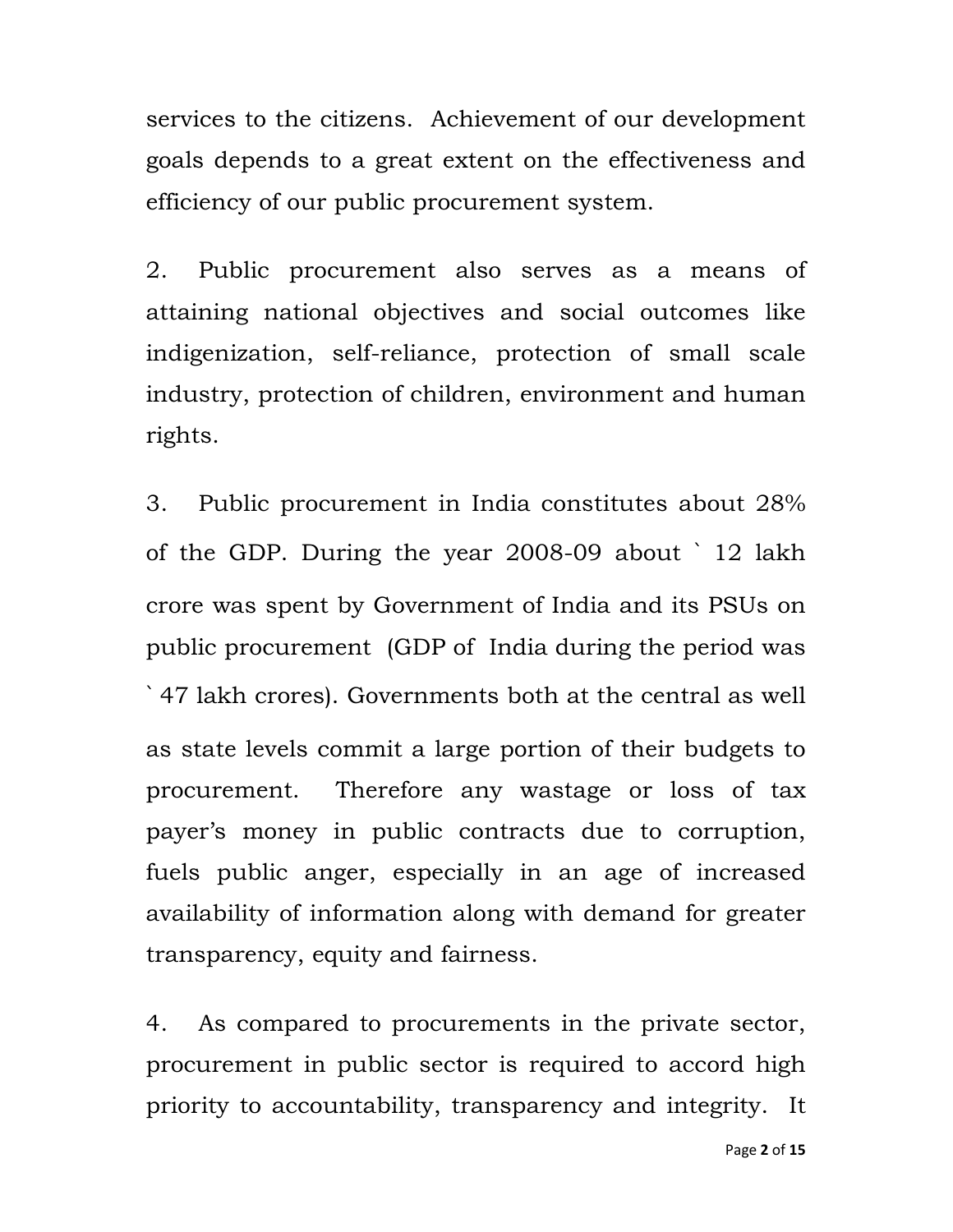services to the citizens. Achievement of our development goals depends to a great extent on the effectiveness and efficiency of our public procurement system.

2. Public procurement also serves as a means of attaining national objectives and social outcomes like indigenization, self-reliance, protection of small scale industry, protection of children, environment and human rights.

3. Public procurement in India constitutes about 28% of the GDP. During the year 2008-09 about ` 12 lakh crore was spent by Government of India and its PSUs on public procurement (GDP of India during the period was ` 47 lakh crores). Governments both at the central as well as state levels commit a large portion of their budgets to procurement. Therefore any wastage or loss of tax payer's money in public contracts due to corruption, fuels public anger, especially in an age of increased availability of information along with demand for greater transparency, equity and fairness.

4. As compared to procurements in the private sector, procurement in public sector is required to accord high priority to accountability, transparency and integrity. It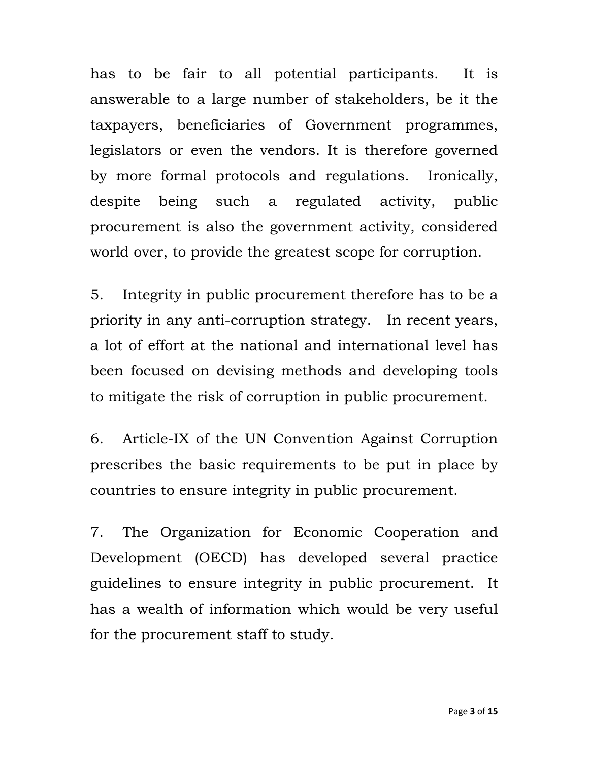has to be fair to all potential participants. It is answerable to a large number of stakeholders, be it the taxpayers, beneficiaries of Government programmes, legislators or even the vendors. It is therefore governed by more formal protocols and regulations. Ironically, despite being such a regulated activity, public procurement is also the government activity, considered world over, to provide the greatest scope for corruption.

5. Integrity in public procurement therefore has to be a priority in any anti-corruption strategy. In recent years, a lot of effort at the national and international level has been focused on devising methods and developing tools to mitigate the risk of corruption in public procurement.

6. Article-IX of the UN Convention Against Corruption prescribes the basic requirements to be put in place by countries to ensure integrity in public procurement.

7. The Organization for Economic Cooperation and Development (OECD) has developed several practice guidelines to ensure integrity in public procurement. It has a wealth of information which would be very useful for the procurement staff to study.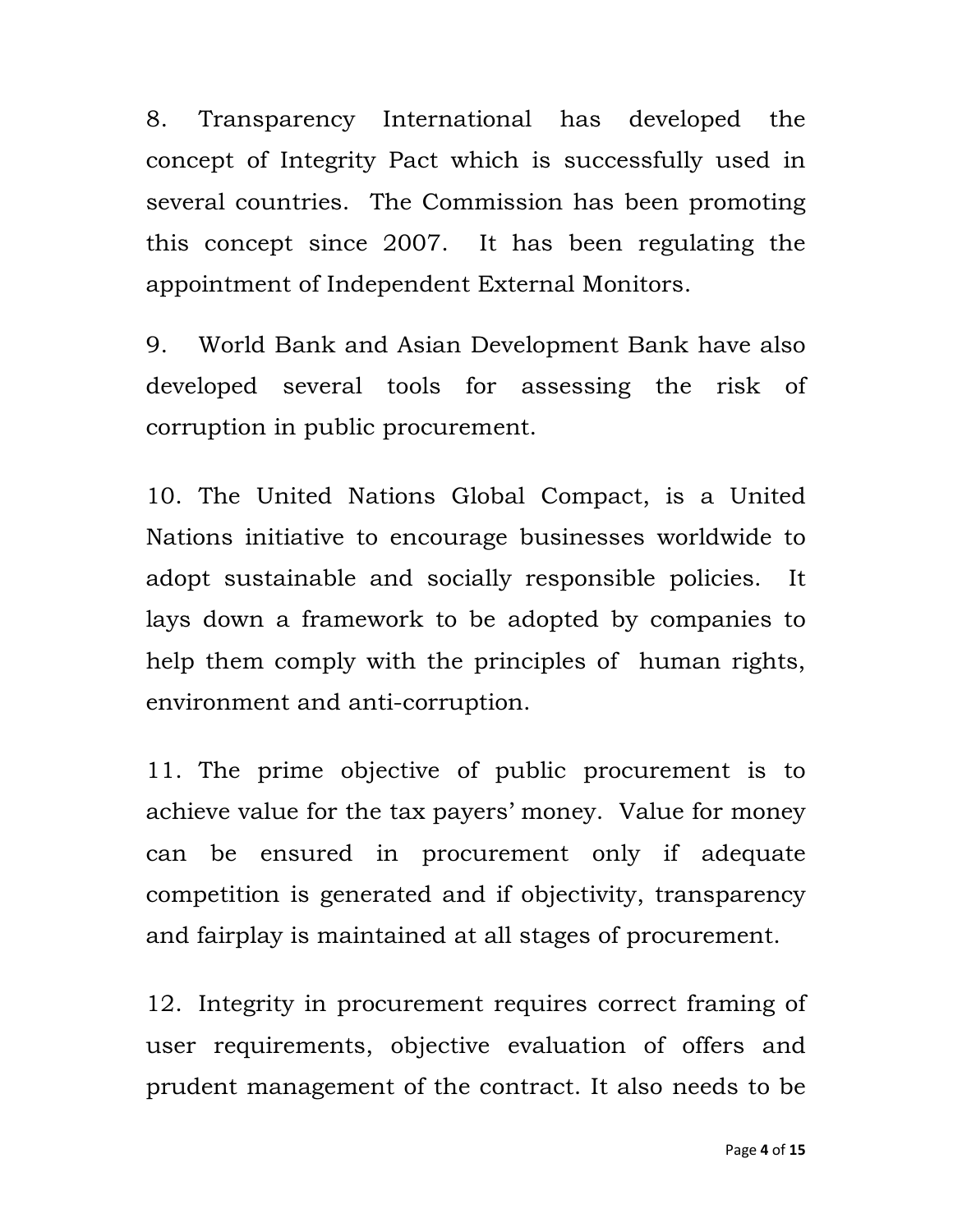8. Transparency International has developed the concept of Integrity Pact which is successfully used in several countries. The Commission has been promoting this concept since 2007. It has been regulating the appointment of Independent External Monitors.

9. World Bank and Asian Development Bank have also developed several tools for assessing the risk of corruption in public procurement.

10. The United Nations Global Compact, is a United Nations initiative to encourage businesses worldwide to adopt sustainable and socially responsible policies. It lays down a framework to be adopted by companies to help them comply with the principles of human rights, environment and anti-corruption.

11. The prime objective of public procurement is to achieve value for the tax payers' money. Value for money can be ensured in procurement only if adequate competition is generated and if objectivity, transparency and fairplay is maintained at all stages of procurement.

12. Integrity in procurement requires correct framing of user requirements, objective evaluation of offers and prudent management of the contract. It also needs to be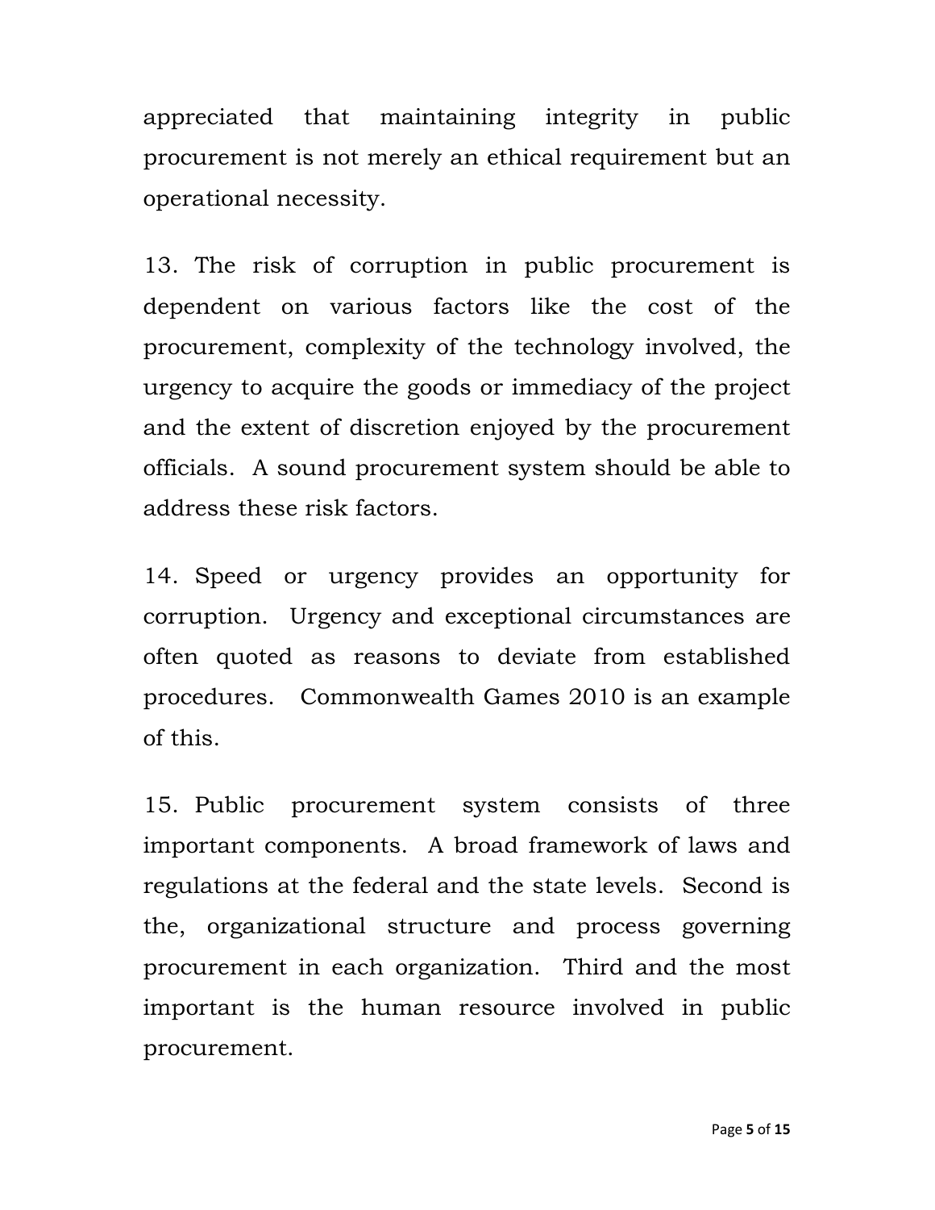appreciated that maintaining integrity in public procurement is not merely an ethical requirement but an operational necessity.

13. The risk of corruption in public procurement is dependent on various factors like the cost of the procurement, complexity of the technology involved, the urgency to acquire the goods or immediacy of the project and the extent of discretion enjoyed by the procurement officials. A sound procurement system should be able to address these risk factors.

14. Speed or urgency provides an opportunity for corruption. Urgency and exceptional circumstances are often quoted as reasons to deviate from established procedures. Commonwealth Games 2010 is an example of this.

15. Public procurement system consists of three important components. A broad framework of laws and regulations at the federal and the state levels. Second is the, organizational structure and process governing procurement in each organization. Third and the most important is the human resource involved in public procurement.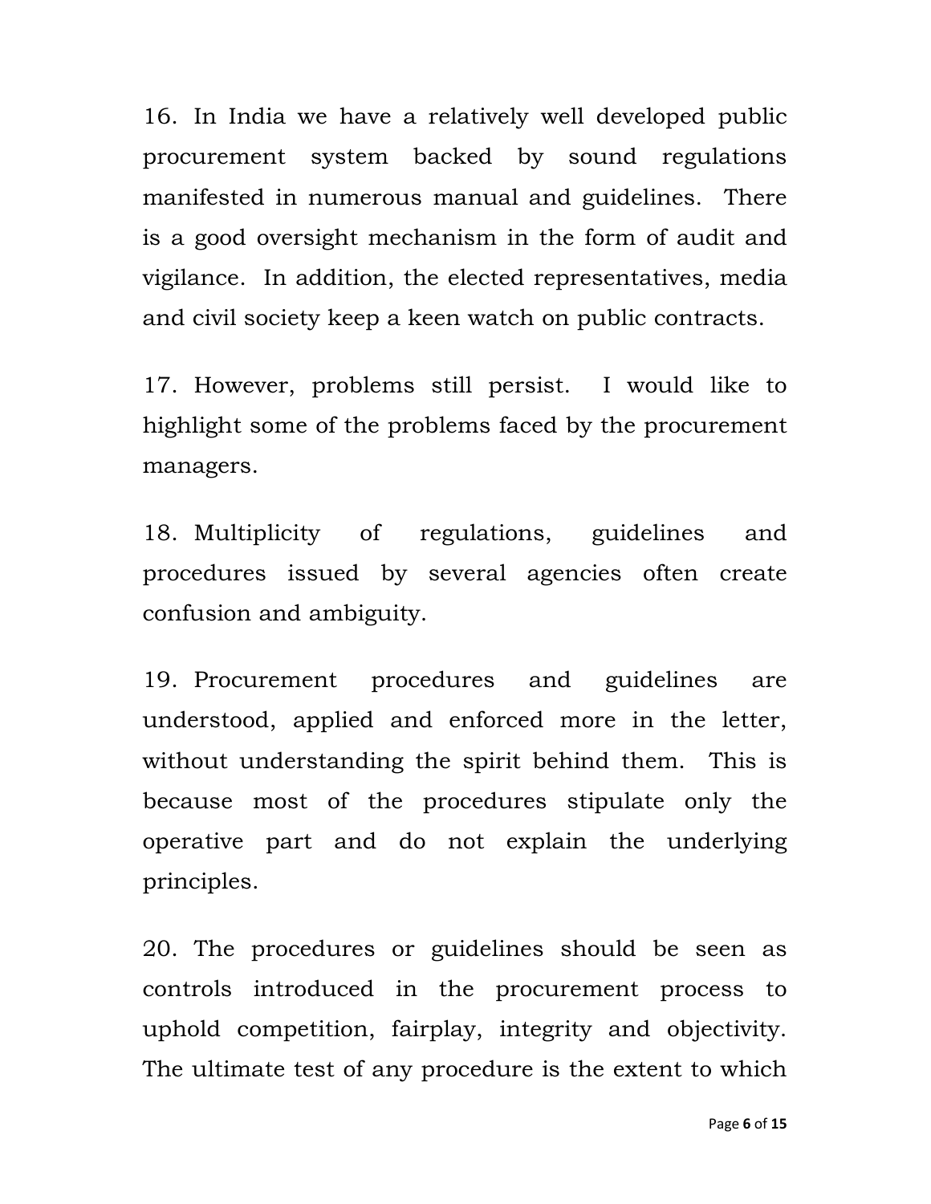16. In India we have a relatively well developed public procurement system backed by sound regulations manifested in numerous manual and guidelines. There is a good oversight mechanism in the form of audit and vigilance. In addition, the elected representatives, media and civil society keep a keen watch on public contracts.

17. However, problems still persist. I would like to highlight some of the problems faced by the procurement managers.

18. Multiplicity of regulations, guidelines and procedures issued by several agencies often create confusion and ambiguity.

19. Procurement procedures and guidelines are understood, applied and enforced more in the letter, without understanding the spirit behind them. This is because most of the procedures stipulate only the operative part and do not explain the underlying principles.

20. The procedures or guidelines should be seen as controls introduced in the procurement process to uphold competition, fairplay, integrity and objectivity. The ultimate test of any procedure is the extent to which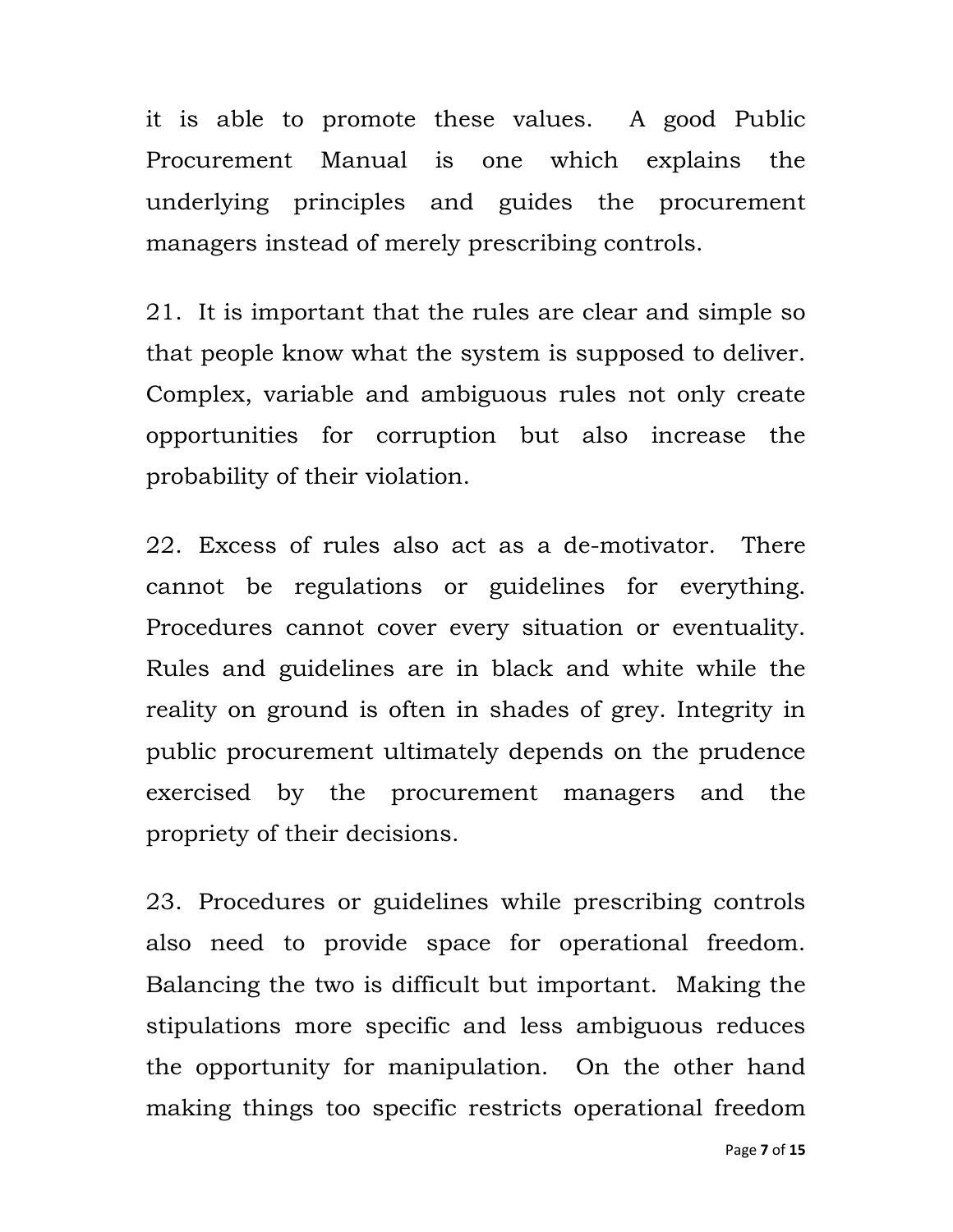it is able to promote these values. A good Public Procurement Manual is one which explains the underlying principles and guides the procurement managers instead of merely prescribing controls.

21. It is important that the rules are clear and simple so that people know what the system is supposed to deliver. Complex, variable and ambiguous rules not only create opportunities for corruption but also increase the probability of their violation.

22. Excess of rules also act as a de-motivator. There cannot be regulations or guidelines for everything. Procedures cannot cover every situation or eventuality. Rules and guidelines are in black and white while the reality on ground is often in shades of grey. Integrity in public procurement ultimately depends on the prudence exercised by the procurement managers and the propriety of their decisions.

23. Procedures or guidelines while prescribing controls also need to provide space for operational freedom. Balancing the two is difficult but important. Making the stipulations more specific and less ambiguous reduces the opportunity for manipulation. On the other hand making things too specific restricts operational freedom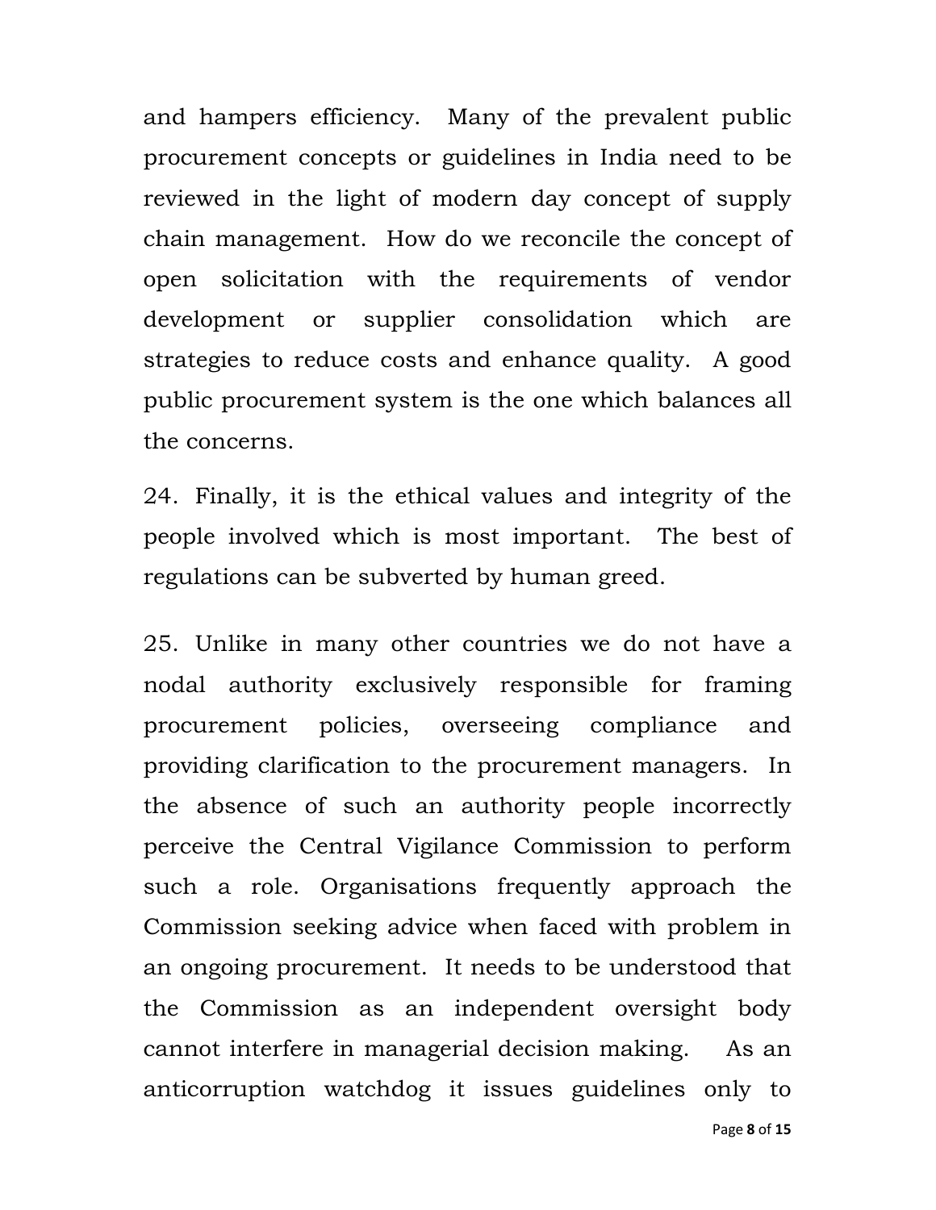and hampers efficiency. Many of the prevalent public procurement concepts or guidelines in India need to be reviewed in the light of modern day concept of supply chain management. How do we reconcile the concept of open solicitation with the requirements of vendor development or supplier consolidation which are strategies to reduce costs and enhance quality. A good public procurement system is the one which balances all the concerns.

24. Finally, it is the ethical values and integrity of the people involved which is most important. The best of regulations can be subverted by human greed.

25. Unlike in many other countries we do not have a nodal authority exclusively responsible for framing procurement policies, overseeing compliance and providing clarification to the procurement managers. In the absence of such an authority people incorrectly perceive the Central Vigilance Commission to perform such a role. Organisations frequently approach the Commission seeking advice when faced with problem in an ongoing procurement. It needs to be understood that the Commission as an independent oversight body cannot interfere in managerial decision making. As an anticorruption watchdog it issues guidelines only to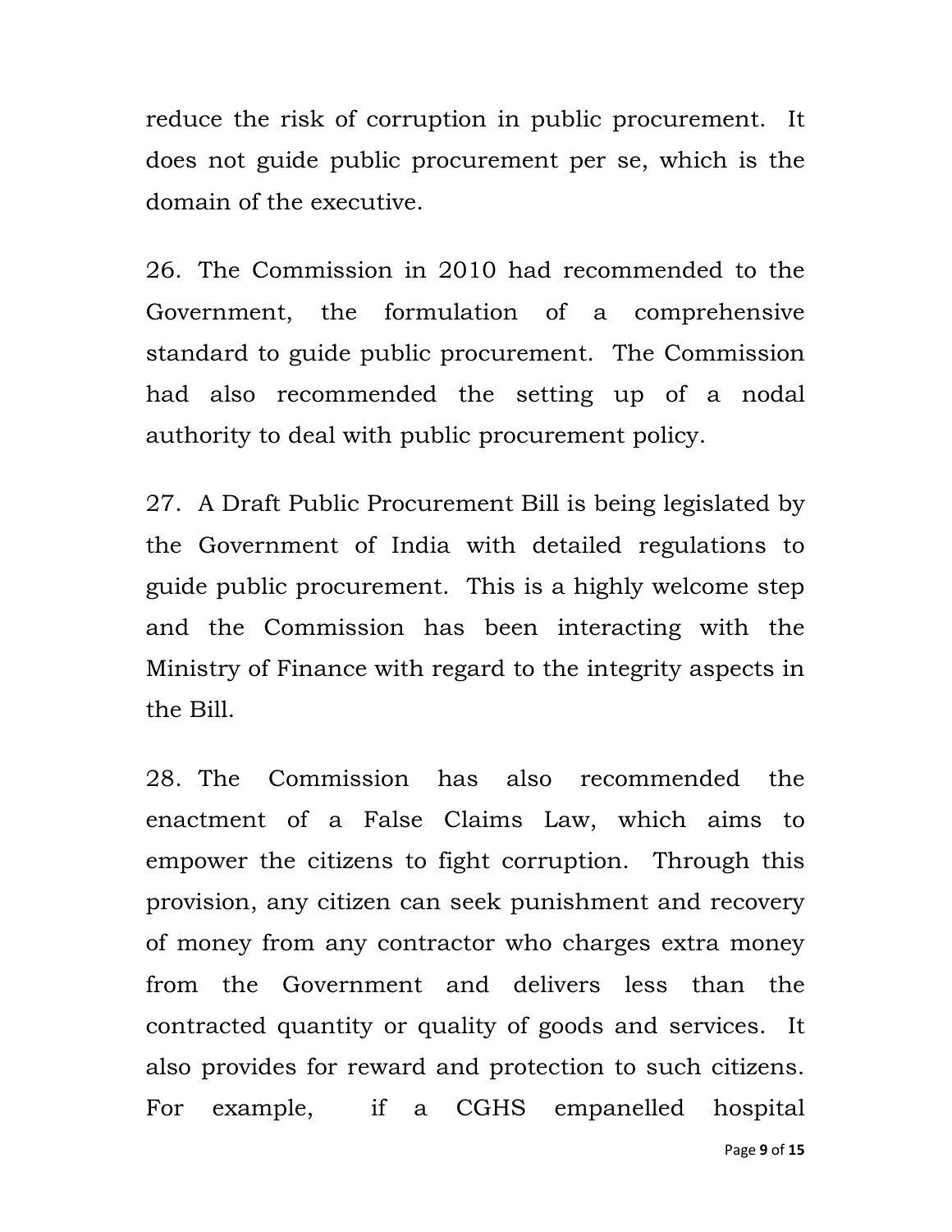reduce the risk of corruption in public procurement. It does not guide public procurement per se, which is the domain of the executive.

26. The Commission in 2010 had recommended to the Government, the formulation of a comprehensive standard to guide public procurement. The Commission had also recommended the setting up of a nodal authority to deal with public procurement policy.

27. A Draft Public Procurement Bill is being legislated by the Government of India with detailed regulations to guide public procurement. This is a highly welcome step and the Commission has been interacting with the Ministry of Finance with regard to the integrity aspects in the Bill.

28. The Commission has also recommended the enactment of a False Claims Law, which aims to empower the citizens to fight corruption. Through this provision, any citizen can seek punishment and recovery of money from any contractor who charges extra money from the Government and delivers less than the contracted quantity or quality of goods and services. It also provides for reward and protection to such citizens. For example, if a CGHS empanelled hospital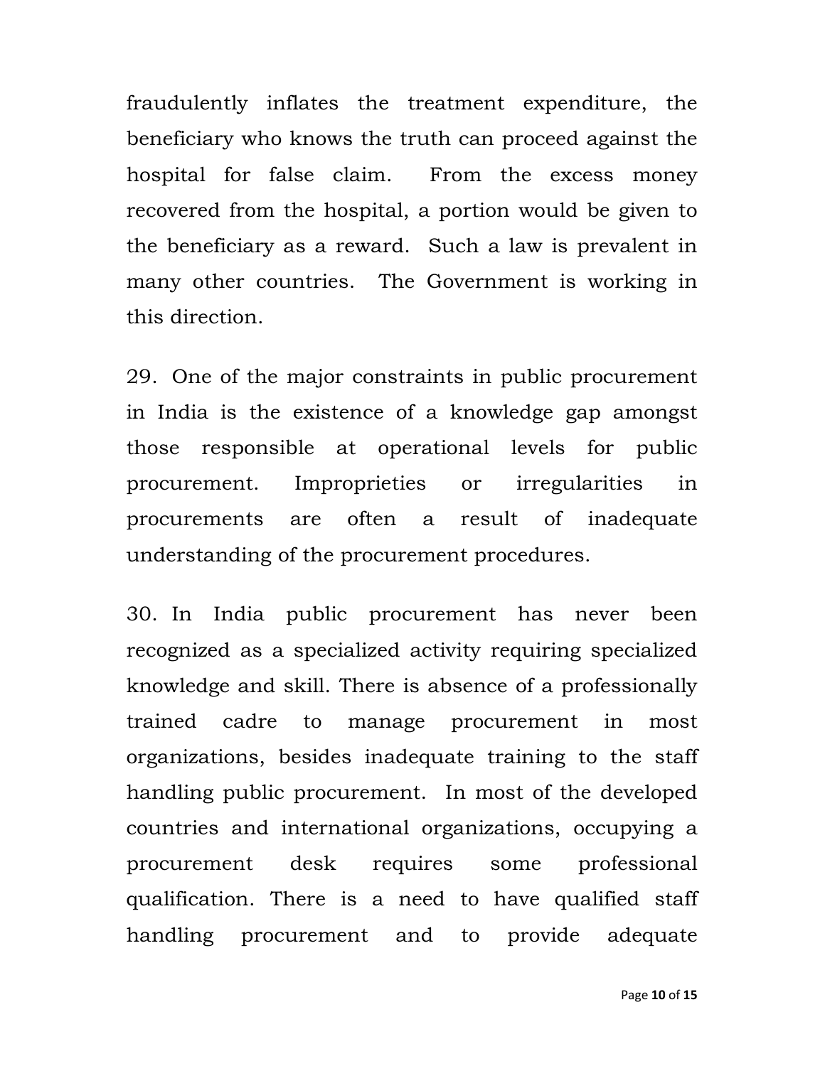fraudulently inflates the treatment expenditure, the beneficiary who knows the truth can proceed against the hospital for false claim. From the excess money recovered from the hospital, a portion would be given to the beneficiary as a reward. Such a law is prevalent in many other countries. The Government is working in this direction.

29. One of the major constraints in public procurement in India is the existence of a knowledge gap amongst those responsible at operational levels for public procurement. Improprieties or irregularities in procurements are often a result of inadequate understanding of the procurement procedures.

30. In India public procurement has never been recognized as a specialized activity requiring specialized knowledge and skill. There is absence of a professionally trained cadre to manage procurement in most organizations, besides inadequate training to the staff handling public procurement. In most of the developed countries and international organizations, occupying a procurement desk requires some professional qualification. There is a need to have qualified staff handling procurement and to provide adequate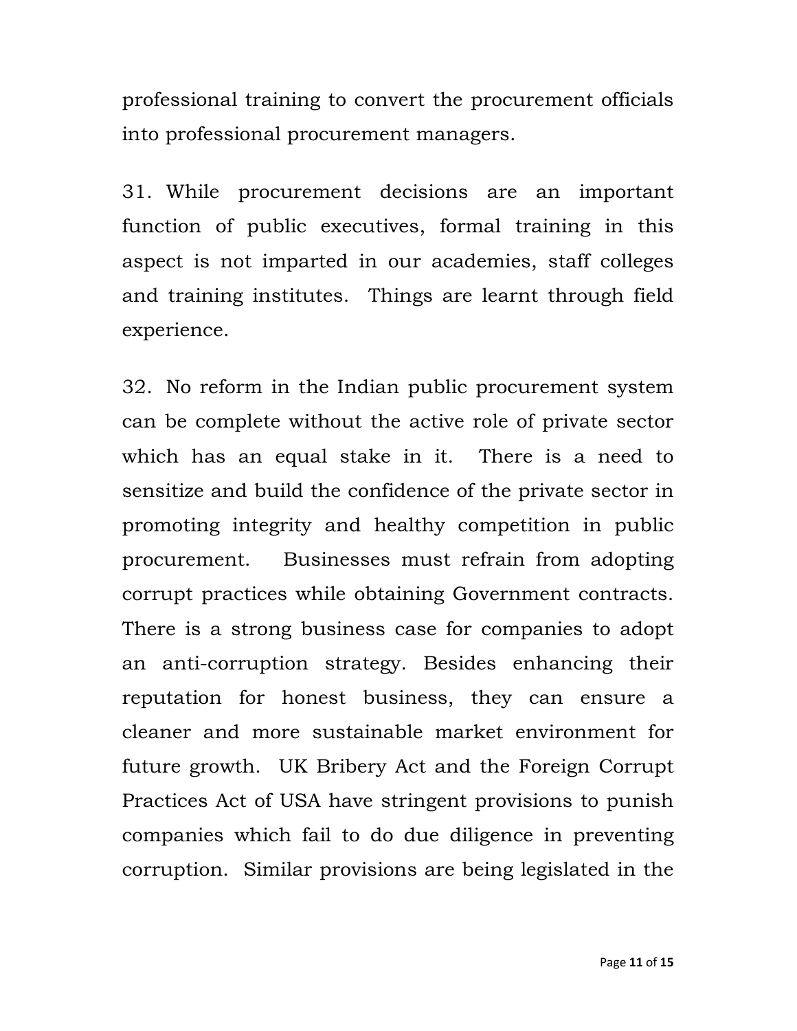professional training to convert the procurement officials into professional procurement managers.

31. While procurement decisions are an important function of public executives, formal training in this aspect is not imparted in our academies, staff colleges and training institutes. Things are learnt through field experience.

32. No reform in the Indian public procurement system can be complete without the active role of private sector which has an equal stake in it. There is a need to sensitize and build the confidence of the private sector in promoting integrity and healthy competition in public procurement. Businesses must refrain from adopting corrupt practices while obtaining Government contracts. There is a strong business case for companies to adopt an anti-corruption strategy. Besides enhancing their reputation for honest business, they can ensure a cleaner and more sustainable market environment for future growth. UK Bribery Act and the Foreign Corrupt Practices Act of USA have stringent provisions to punish companies which fail to do due diligence in preventing corruption. Similar provisions are being legislated in the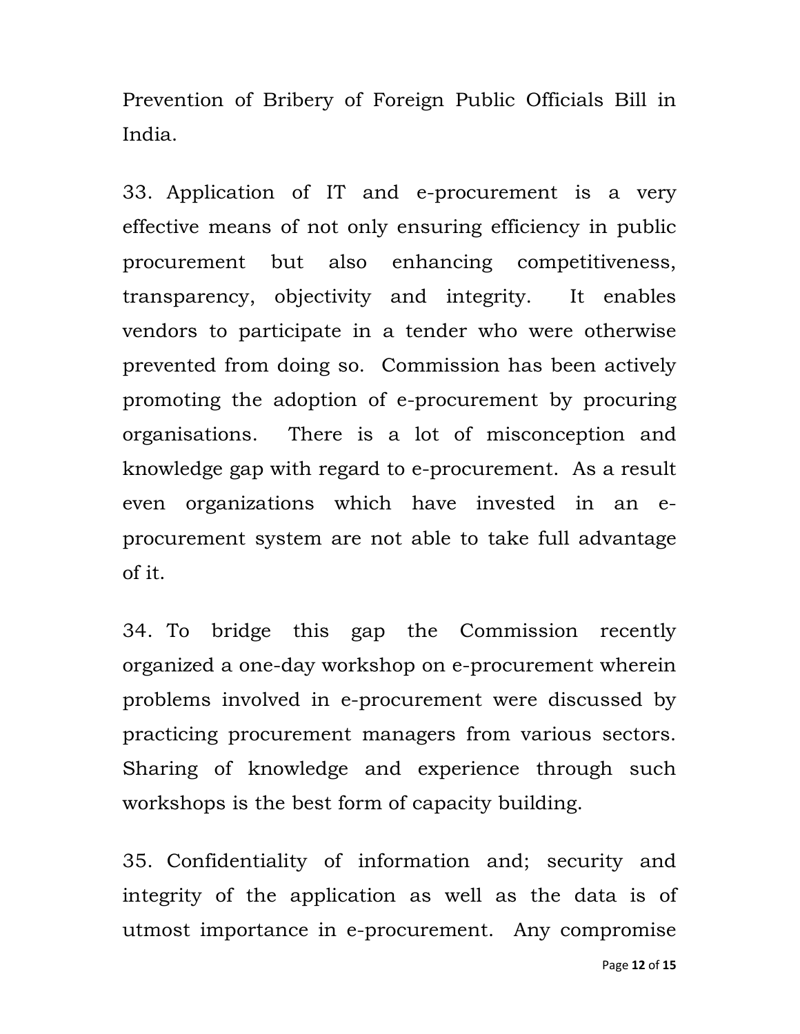Prevention of Bribery of Foreign Public Officials Bill in India.

33. Application of IT and e-procurement is a very effective means of not only ensuring efficiency in public procurement but also enhancing competitiveness, transparency, objectivity and integrity. It enables vendors to participate in a tender who were otherwise prevented from doing so. Commission has been actively promoting the adoption of e-procurement by procuring organisations. There is a lot of misconception and knowledge gap with regard to e-procurement. As a result even organizations which have invested in an e-procurement system are not able to take full advantage of it.

34. To bridge this gap the Commission recently organized a one-day workshop on e-procurement wherein problems involved in e-procurement were discussed by practicing procurement managers from various sectors. Sharing of knowledge and experience through such workshops is the best form of capacity building.

35. Confidentiality of information and; security and integrity of the application as well as the data is of utmost importance in e-procurement. Any compromise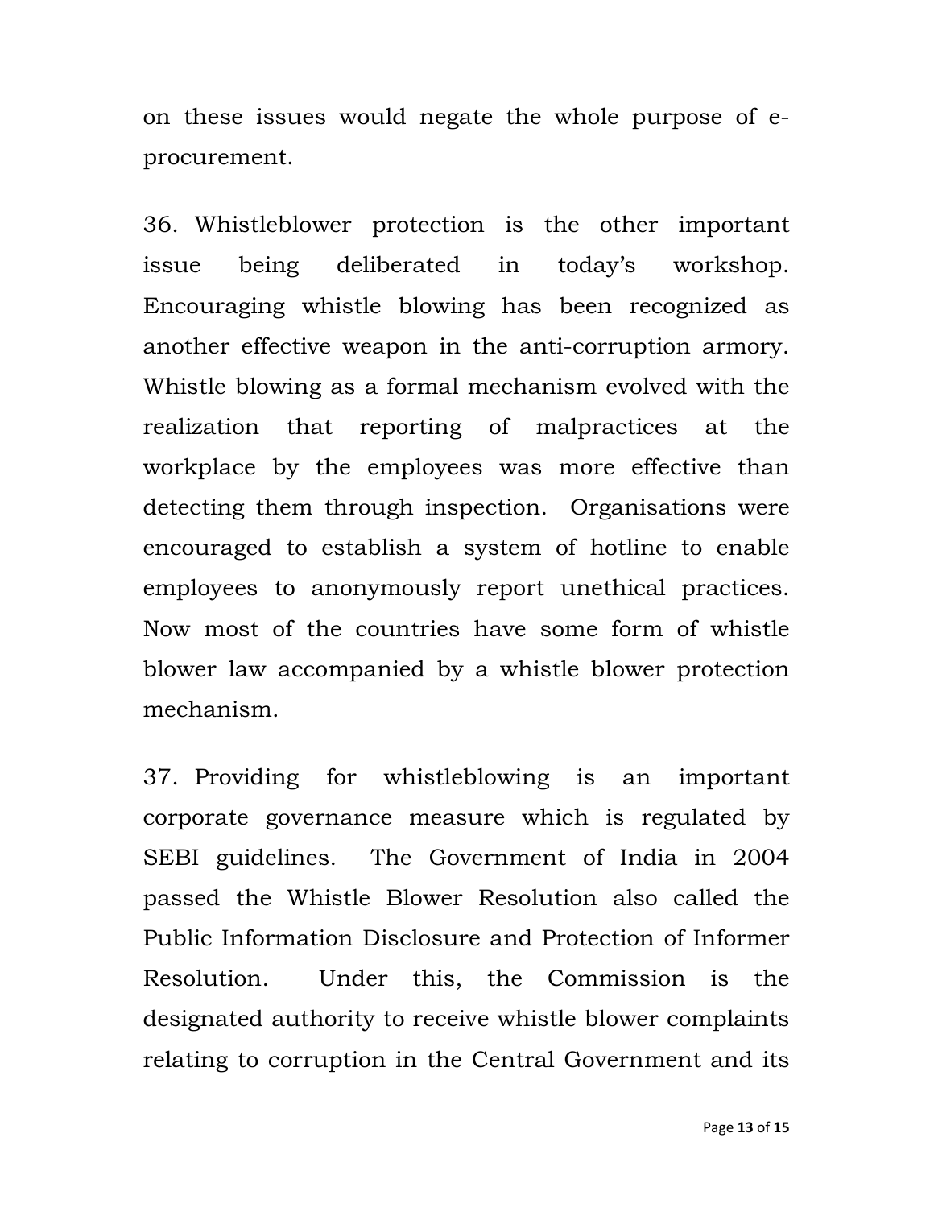on these issues would negate the whole purpose of e-procurement.

36. Whistleblower protection is the other important issue being deliberated in today's workshop. Encouraging whistle blowing has been recognized as another effective weapon in the anti-corruption armory. Whistle blowing as a formal mechanism evolved with the realization that reporting of malpractices at the workplace by the employees was more effective than detecting them through inspection. Organisations were encouraged to establish a system of hotline to enable employees to anonymously report unethical practices. Now most of the countries have some form of whistle blower law accompanied by a whistle blower protection mechanism.

37. Providing for whistleblowing is an important corporate governance measure which is regulated by SEBI guidelines. The Government of India in 2004 passed the Whistle Blower Resolution also called the Public Information Disclosure and Protection of Informer Resolution. Under this, the Commission is the designated authority to receive whistle blower complaints relating to corruption in the Central Government and its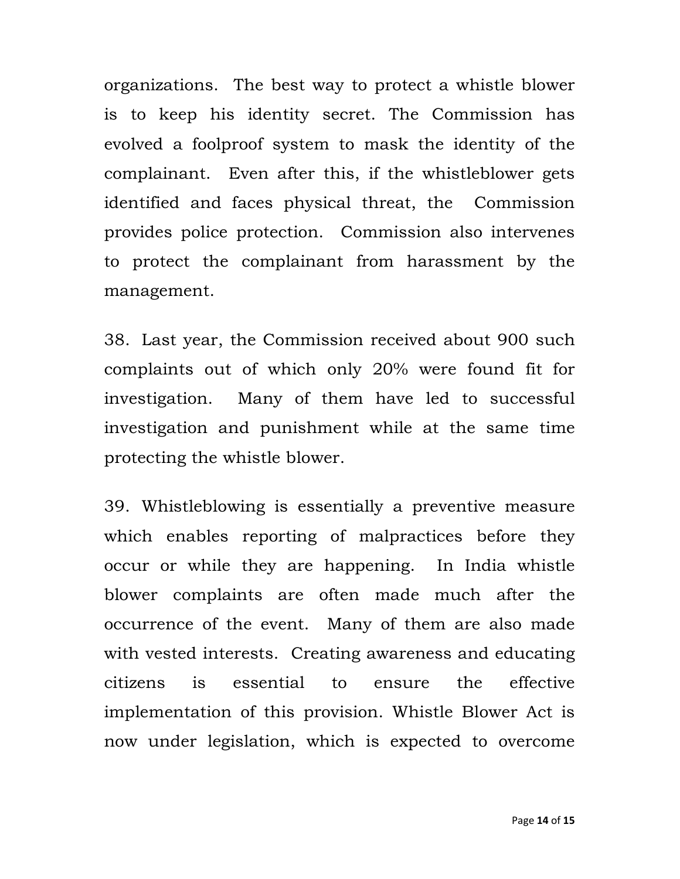organizations. The best way to protect a whistle blower is to keep his identity secret. The Commission has evolved a foolproof system to mask the identity of the complainant. Even after this, if the whistleblower gets identified and faces physical threat, the Commission provides police protection. Commission also intervenes to protect the complainant from harassment by the management.

38. Last year, the Commission received about 900 such complaints out of which only 20% were found fit for investigation. Many of them have led to successful investigation and punishment while at the same time protecting the whistle blower.

39. Whistleblowing is essentially a preventive measure which enables reporting of malpractices before they occur or while they are happening. In India whistle blower complaints are often made much after the occurrence of the event. Many of them are also made with vested interests. Creating awareness and educating citizens is essential to ensure the effective implementation of this provision. Whistle Blower Act is now under legislation, which is expected to overcome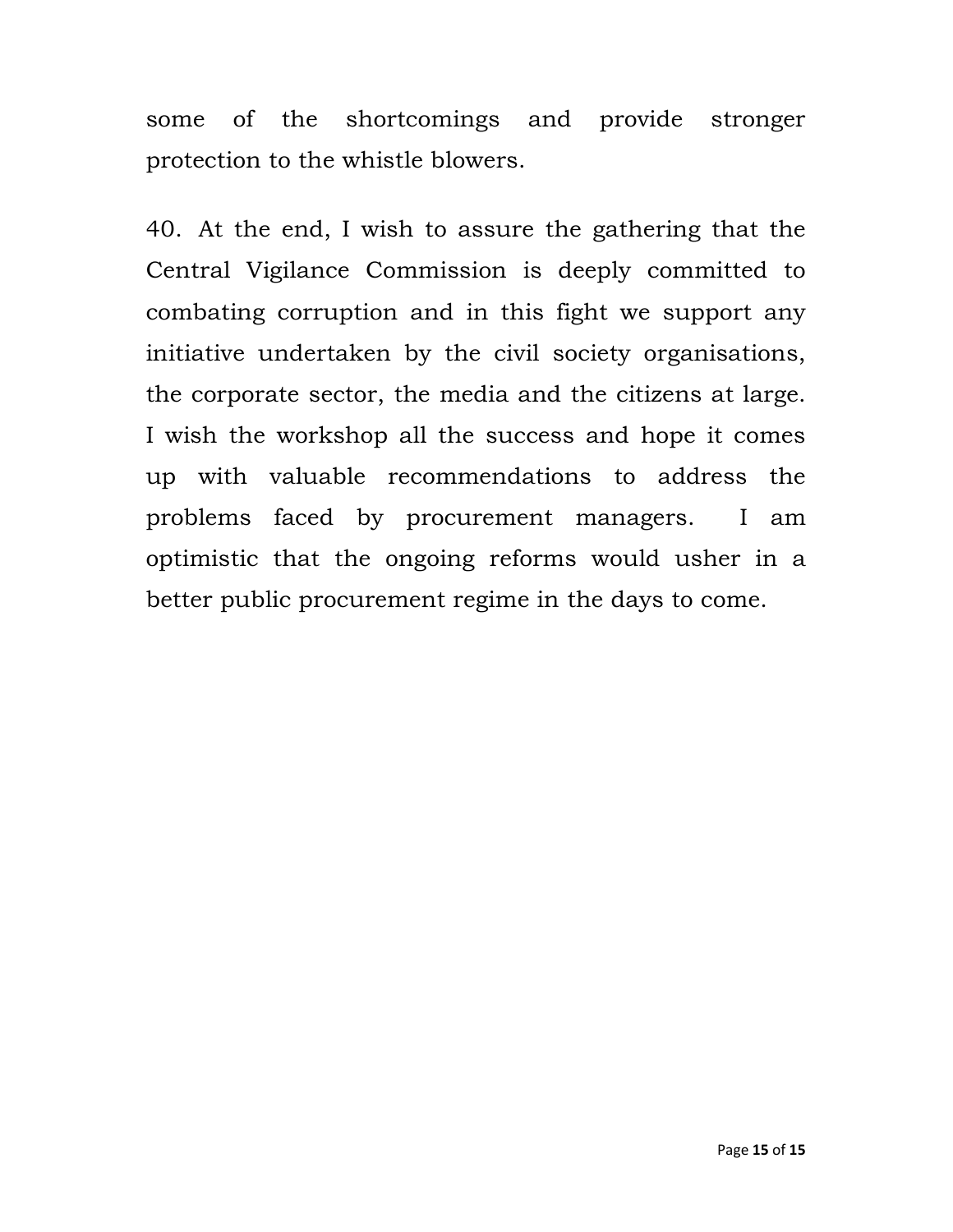some of the shortcomings and provide stronger protection to the whistle blowers.

40. At the end, I wish to assure the gathering that the Central Vigilance Commission is deeply committed to combating corruption and in this fight we support any initiative undertaken by the civil society organisations, the corporate sector, the media and the citizens at large. I wish the workshop all the success and hope it comes up with valuable recommendations to address the problems faced by procurement managers. I am optimistic that the ongoing reforms would usher in a better public procurement regime in the days to come.